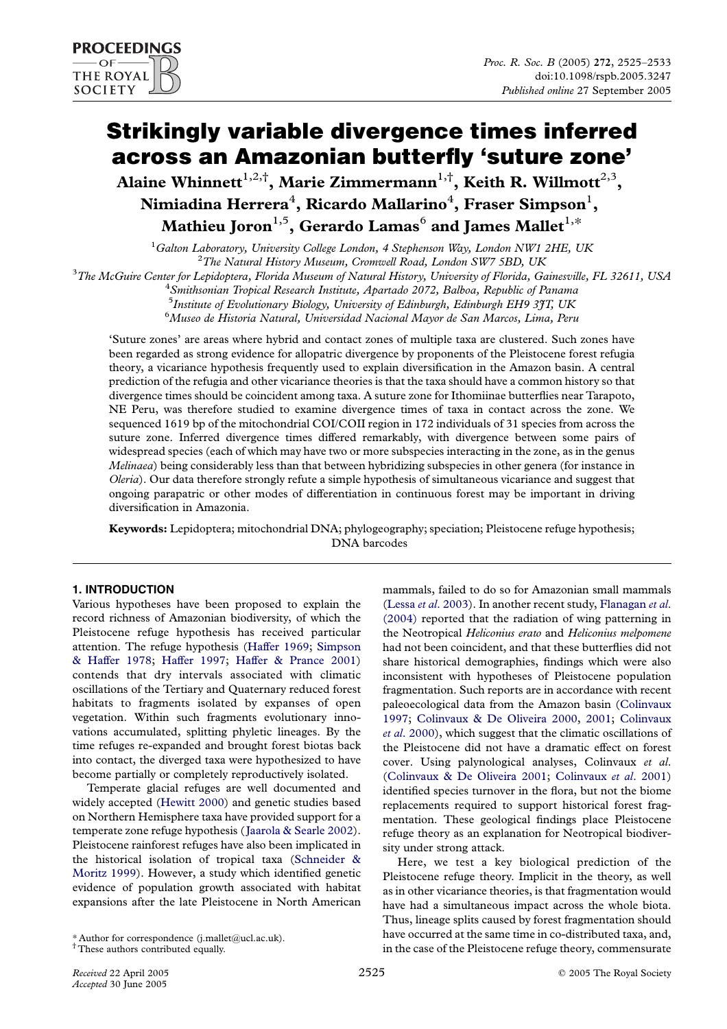# Strikingly variable divergence times inferred across an Amazonian butterfly 'suture zone'

**Alaine Whinnett[1,2,†], Marie Zimmermann[1,†], Keith R. Willmott[2,3], Nimiadina Herrera[4], Ricardo Mallarino[4], Fraser Simpson[1], Mathieu Joron[1,5], Gerardo Lamas[6] and James Mallet[1,*]**

[1]*Galton Laboratory, University College London, 4 Stephenson Way, London NW1 2HE, UK*
[2]*The Natural History Museum, Cromwell Road, London SW7 5BD, UK*
[3]*The McGuire Center for Lepidoptera, Florida Museum of Natural History, University of Florida, Gainesville, FL 32611, USA*
[4]*Smithsonian Tropical Research Institute, Apartado 2072, Balboa, Republic of Panama*
[5]*Institute of Evolutionary Biology, University of Edinburgh, Edinburgh EH9 3JT, UK*
[6]*Museo de Historia Natural, Universidad Nacional Mayor de San Marcos, Lima, Peru*

'Suture zones' are areas where hybrid and contact zones of multiple taxa are clustered. Such zones have been regarded as strong evidence for allopatric divergence by proponents of the Pleistocene forest refugia theory, a vicariance hypothesis frequently used to explain diversification in the Amazon basin. A central prediction of the refugia and other vicariance theories is that the taxa should have a common history so that divergence times should be coincident among taxa. A suture zone for Ithomiinae butterflies near Tarapoto, NE Peru, was therefore studied to examine divergence times of taxa in contact across the zone. We sequenced 1619 bp of the mitochondrial COI/COII region in 172 individuals of 31 species from across the suture zone. Inferred divergence times differed remarkably, with divergence between some pairs of widespread species (each of which may have two or more subspecies interacting in the zone, as in the genus *Melinaea*) being considerably less than that between hybridizing subspecies in other genera (for instance in *Oleria*). Our data therefore strongly refute a simple hypothesis of simultaneous vicariance and suggest that ongoing parapatric or other modes of differentiation in continuous forest may be important in driving diversification in Amazonia.

**Keywords:** Lepidoptera; mitochondrial DNA; phylogeography; speciation; Pleistocene refuge hypothesis; DNA barcodes

## 1. INTRODUCTION

Various hypotheses have been proposed to explain the record richness of Amazonian biodiversity, of which the Pleistocene refuge hypothesis has received particular attention. The refuge hypothesis (Haffer 1969; Simpson & Haffer 1978; Haffer 1997; Haffer & Prance 2001) contends that dry intervals associated with climatic oscillations of the Tertiary and Quaternary reduced forest habitats to fragments isolated by expanses of open vegetation. Within such fragments evolutionary innovations accumulated, splitting phyletic lineages. By the time refuges re-expanded and brought forest biotas back into contact, the diverged taxa were hypothesized to have become partially or completely reproductively isolated.

Temperate glacial refuges are well documented and widely accepted (Hewitt 2000) and genetic studies based on Northern Hemisphere taxa have provided support for a temperate zone refuge hypothesis (Jaarola & Searle 2002). Pleistocene rainforest refuges have also been implicated in the historical isolation of tropical taxa (Schneider & Moritz 1999). However, a study which identified genetic evidence of population growth associated with habitat expansions after the late Pleistocene in North American mammals, failed to do so for Amazonian small mammals (Lessa *et al.* 2003). In another recent study, Flanagan *et al.* (2004) reported that the radiation of wing patterning in the Neotropical *Heliconius erato* and *Heliconius melpomene* had not been coincident, and that these butterflies did not share historical demographies, findings which were also inconsistent with hypotheses of Pleistocene population fragmentation. Such reports are in accordance with recent paleoecological data from the Amazon basin (Colinvaux 1997; Colinvaux & De Oliveira 2000, 2001; Colinvaux *et al.* 2000), which suggest that the climatic oscillations of the Pleistocene did not have a dramatic effect on forest cover. Using palynological analyses, Colinvaux *et al.* (Colinvaux & De Oliveira 2001; Colinvaux *et al.* 2001) identified species turnover in the flora, but not the biome replacements required to support historical forest fragmentation. These geological findings place Pleistocene refuge theory as an explanation for Neotropical biodiversity under strong attack.

Here, we test a key biological prediction of the Pleistocene refuge theory. Implicit in the theory, as well as in other vicariance theories, is that fragmentation would have had a simultaneous impact across the whole biota. Thus, lineage splits caused by forest fragmentation should have occurred at the same time in co-distributed taxa, and, in the case of the Pleistocene refuge theory, commensurate

\* Author for correspondence (j.mallet@ucl.ac.uk).
† These authors contributed equally.

Received 22 April 2005
Accepted 30 June 2005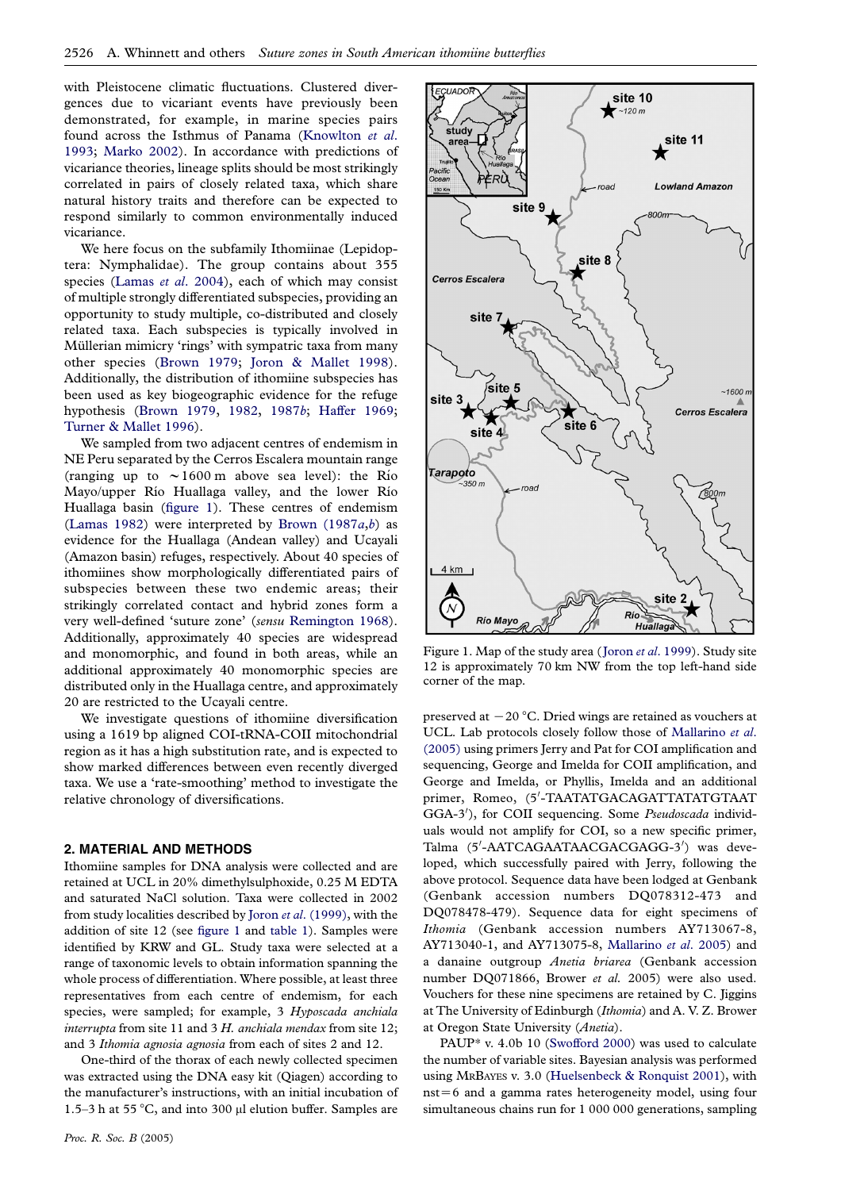with Pleistocene climatic fluctuations. Clustered divergences due to vicariant events have previously been demonstrated, for example, in marine species pairs found across the Isthmus of Panama (Knowlton *et al.* 1993; Marko 2002). In accordance with predictions of vicariance theories, lineage splits should be most strikingly correlated in pairs of closely related taxa, which share natural history traits and therefore can be expected to respond similarly to common environmentally induced vicariance.

We here focus on the subfamily Ithomiinae (Lepidoptera: Nymphalidae). The group contains about 355 species (Lamas *et al.* 2004), each of which may consist of multiple strongly differentiated subspecies, providing an opportunity to study multiple, co-distributed and closely related taxa. Each subspecies is typically involved in Müllerian mimicry 'rings' with sympatric taxa from many other species (Brown 1979; Joron & Mallet 1998). Additionally, the distribution of ithomiine subspecies has been used as key biogeographic evidence for the refuge hypothesis (Brown 1979, 1982, 1987*b*; Haffer 1969; Turner & Mallet 1996).

We sampled from two adjacent centres of endemism in NE Peru separated by the Cerros Escalera mountain range (ranging up to ∼1600 m above sea level): the Río Mayo/upper Río Huallaga valley, and the lower Río Huallaga basin (figure 1). These centres of endemism (Lamas 1982) were interpreted by Brown (1987*a*,*b*) as evidence for the Huallaga (Andean valley) and Ucayali (Amazon basin) refuges, respectively. About 40 species of ithomiines show morphologically differentiated pairs of subspecies between these two endemic areas; their strikingly correlated contact and hybrid zones form a very well-defined 'suture zone' (*sensu* Remington 1968). Additionally, approximately 40 species are widespread and monomorphic, and found in both areas, while an additional approximately 40 monomorphic species are distributed only in the Huallaga centre, and approximately 20 are restricted to the Ucayali centre.

We investigate questions of ithomiine diversification using a 1619 bp aligned COI-tRNA-COII mitochondrial region as it has a high substitution rate, and is expected to show marked differences between even recently diverged taxa. We use a 'rate-smoothing' method to investigate the relative chronology of diversifications.

## 2. MATERIAL AND METHODS

Ithomiine samples for DNA analysis were collected and are retained at UCL in 20% dimethylsulphoxide, 0.25 M EDTA and saturated NaCl solution. Taxa were collected in 2002 from study localities described by Joron *et al.* (1999), with the addition of site 12 (see figure 1 and table 1). Samples were identified by KRW and GL. Study taxa were selected at a range of taxonomic levels to obtain information spanning the whole process of differentiation. Where possible, at least three representatives from each centre of endemism, for each species, were sampled; for example, 3 *Hyposcada anchiala interrupta* from site 11 and 3 *H. anchiala mendax* from site 12; and 3 *Ithomia agnosia agnosia* from each of sites 2 and 12.

One-third of the thorax of each newly collected specimen was extracted using the DNA easy kit (Qiagen) according to the manufacturer's instructions, with an initial incubation of 1.5–3 h at 55 °C, and into 300 μl elution buffer. Samples are

Figure 1. Map of the study area (Joron *et al.* 1999). Study site 12 is approximately 70 km NW from the top left-hand side corner of the map.

preserved at −20 °C. Dried wings are retained as vouchers at UCL. Lab protocols closely follow those of Mallarino *et al.* (2005) using primers Jerry and Pat for COI amplification and sequencing, George and Imelda for COII amplification, and George and Imelda, or Phyllis, Imelda and an additional primer, Romeo, (5′-TAATATGACAGATTATATGTAAT GGA-3′), for COII sequencing. Some *Pseudoscada* individuals would not amplify for COI, so a new specific primer, Talma (5′-AATCAGAATAACGACGAGG-3′) was developed, which successfully paired with Jerry, following the above protocol. Sequence data have been lodged at Genbank (Genbank accession numbers DQ078312-473 and DQ078478-479). Sequence data for eight specimens of *Ithomia* (Genbank accession numbers AY713067-8, AY713040-1, and AY713075-8, Mallarino *et al.* 2005) and a danaine outgroup *Anetia briarea* (Genbank accession number DQ071866, Brower *et al.* 2005) were also used. Vouchers for these nine specimens are retained by C. Jiggins at The University of Edinburgh (*Ithomia*) and A. V. Z. Brower at Oregon State University (*Anetia*).

PAUP* v. 4.0b 10 (Swofford 2000) was used to calculate the number of variable sites. Bayesian analysis was performed using MrBayes v. 3.0 (Huelsenbeck & Ronquist 2001), with nst = 6 and a gamma rates heterogeneity model, using four simultaneous chains run for 1 000 000 generations, sampling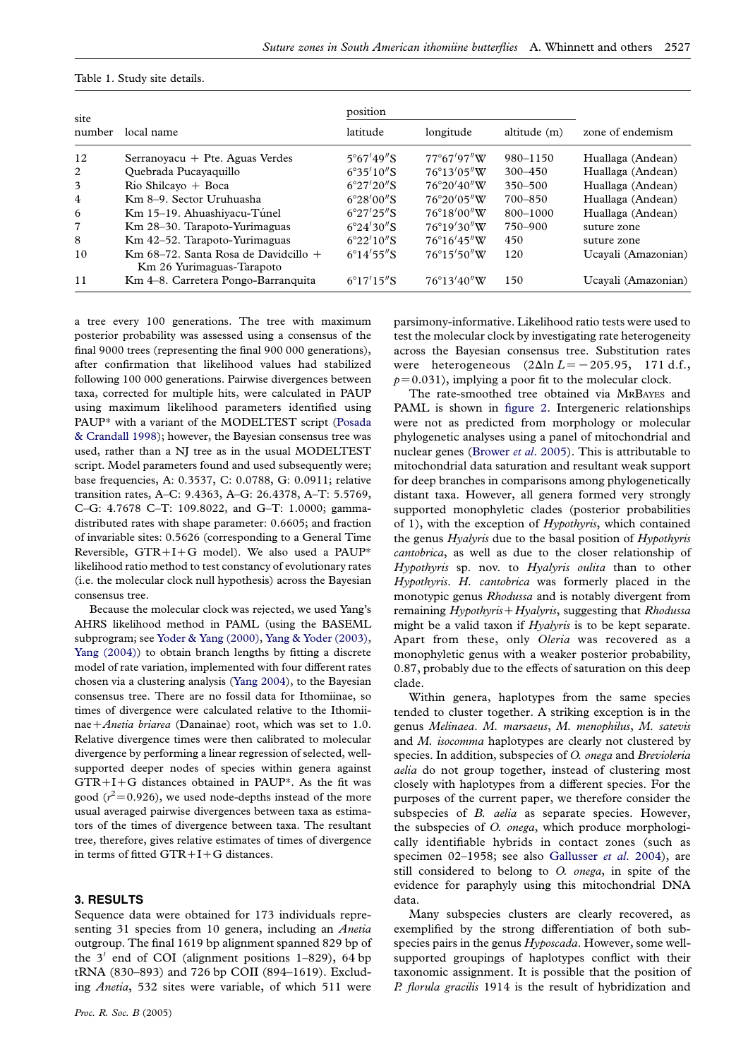Table 1. Study site details.

| site number | local name | position | | | zone of endemism |
|---|---|---|---|---|---|
| | | latitude | longitude | altitude (m) | |
| 12 | Serranoyacu + Pte. Aguas Verdes | 5°67′49″S | 77°67′97″W | 980–1150 | Huallaga (Andean) |
| 2 | Quebrada Pucayaquillo | 6°35′10″S | 76°13′05″W | 300–450 | Huallaga (Andean) |
| 3 | Río Shilcayo + Boca | 6°27′20″S | 76°20′40″W | 350–500 | Huallaga (Andean) |
| 4 | Km 8–9. Sector Uruhuasha | 6°28′00″S | 76°20′05″W | 700–850 | Huallaga (Andean) |
| 6 | Km 15–19. Ahuashiyacu-Túnel | 6°27′25″S | 76°18′00″W | 800–1000 | Huallaga (Andean) |
| 7 | Km 28–30. Tarapoto-Yurimaguas | 6°24′30″S | 76°19′30″W | 750–900 | suture zone |
| 8 | Km 42–52. Tarapoto-Yurimaguas | 6°22′10″S | 76°16′45″W | 450 | suture zone |
| 10 | Km 68–72. Santa Rosa de Davidcillo + Km 26 Yurimaguas-Tarapoto | 6°14′55″S | 76°15′50″W | 120 | Ucayali (Amazonian) |
| 11 | Km 4–8. Carretera Pongo-Barranquita | 6°17′15″S | 76°13′40″W | 150 | Ucayali (Amazonian) |

a tree every 100 generations. The tree with maximum posterior probability was assessed using a consensus of the final 9000 trees (representing the final 900 000 generations), after confirmation that likelihood values had stabilized following 100 000 generations. Pairwise divergences between taxa, corrected for multiple hits, were calculated in PAUP using maximum likelihood parameters identified using PAUP* with a variant of the MODELTEST script (Posada & Crandall 1998); however, the Bayesian consensus tree was used, rather than a NJ tree as in the usual MODELTEST script. Model parameters found and used subsequently were; base frequencies, A: 0.3537, C: 0.0788, G: 0.0911; relative transition rates, A–C: 9.4363, A–G: 26.4378, A–T: 5.5769, C–G: 4.7678 C–T: 109.8022, and G–T: 1.0000; gamma-distributed rates with shape parameter: 0.6605; and fraction of invariable sites: 0.5626 (corresponding to a General Time Reversible, GTR+I+G model). We also used a PAUP* likelihood ratio method to test constancy of evolutionary rates (i.e. the molecular clock null hypothesis) across the Bayesian consensus tree.

Because the molecular clock was rejected, we used Yang's AHRS likelihood method in PAML (using the BASEML subprogram; see Yoder & Yang (2000), Yang & Yoder (2003), Yang (2004)) to obtain branch lengths by fitting a discrete model of rate variation, implemented with four different rates chosen via a clustering analysis (Yang 2004), to the Bayesian consensus tree. There are no fossil data for Ithomiinae, so times of divergence were calculated relative to the Ithomiinae+*Anetia briarea* (Danainae) root, which was set to 1.0. Relative divergence times were then calibrated to molecular divergence by performing a linear regression of selected, well-supported deeper nodes of species within genera against GTR+I+G distances obtained in PAUP*. As the fit was good ($r^2=0.926$), we used node-depths instead of the more usual averaged pairwise divergences between taxa as estimators of the times of divergence between taxa. The resultant tree, therefore, gives relative estimates of times of divergence in terms of fitted GTR+I+G distances.

## 3. RESULTS

Sequence data were obtained for 173 individuals representing 31 species from 10 genera, including an *Anetia* outgroup. The final 1619 bp alignment spanned 829 bp of the 3′ end of COI (alignment positions 1–829), 64 bp tRNA (830–893) and 726 bp COII (894–1619). Excluding *Anetia*, 532 sites were variable, of which 511 were parsimony-informative. Likelihood ratio tests were used to test the molecular clock by investigating rate heterogeneity across the Bayesian consensus tree. Substitution rates were heterogeneous ($2\Delta\ln L=-205.95$, 171 d.f., $p=0.031$), implying a poor fit to the molecular clock.

The rate-smoothed tree obtained via MrBayes and PAML is shown in figure 2. Intergeneric relationships were not as predicted from morphology or molecular phylogenetic analyses using a panel of mitochondrial and nuclear genes (Brower *et al.* 2005). This is attributable to mitochondrial data saturation and resultant weak support for deep branches in comparisons among phylogenetically distant taxa. However, all genera formed very strongly supported monophyletic clades (posterior probabilities of 1), with the exception of *Hypothyris*, which contained the genus *Hyalyris* due to the basal position of *Hypothyris cantobrica*, as well as due to the closer relationship of *Hypothyris* sp. nov. to *Hyalyris oulita* than to other *Hypothyris*. *H. cantobrica* was formerly placed in the monotypic genus *Rhodussa* and is notably divergent from remaining *Hypothyris*+*Hyalyris*, suggesting that *Rhodussa* might be a valid taxon if *Hyalyris* is to be kept separate. Apart from these, only *Oleria* was recovered as a monophyletic genus with a weaker posterior probability, 0.87, probably due to the effects of saturation on this deep clade.

Within genera, haplotypes from the same species tended to cluster together. A striking exception is in the genus *Melinaea*. *M. marsaeus*, *M. menophilus*, *M. satevis* and *M. isocomma* haplotypes are clearly not clustered by species. In addition, subspecies of *O. onega* and *Brevioleria aelia* do not group together, instead of clustering most closely with haplotypes from a different species. For the purposes of the current paper, we therefore consider the subspecies of *B. aelia* as separate species. However, the subspecies of *O. onega*, which produce morphologically identifiable hybrids in contact zones (such as specimen 02–1958; see also Gallusser *et al.* 2004), are still considered to belong to *O. onega*, in spite of the evidence for paraphyly using this mitochondrial DNA data.

Many subspecies clusters are clearly recovered, as exemplified by the strong differentiation of both subspecies pairs in the genus *Hyposcada*. However, some well-supported groupings of haplotypes conflict with their taxonomic assignment. It is possible that the position of *P. florula gracilis* 1914 is the result of hybridization and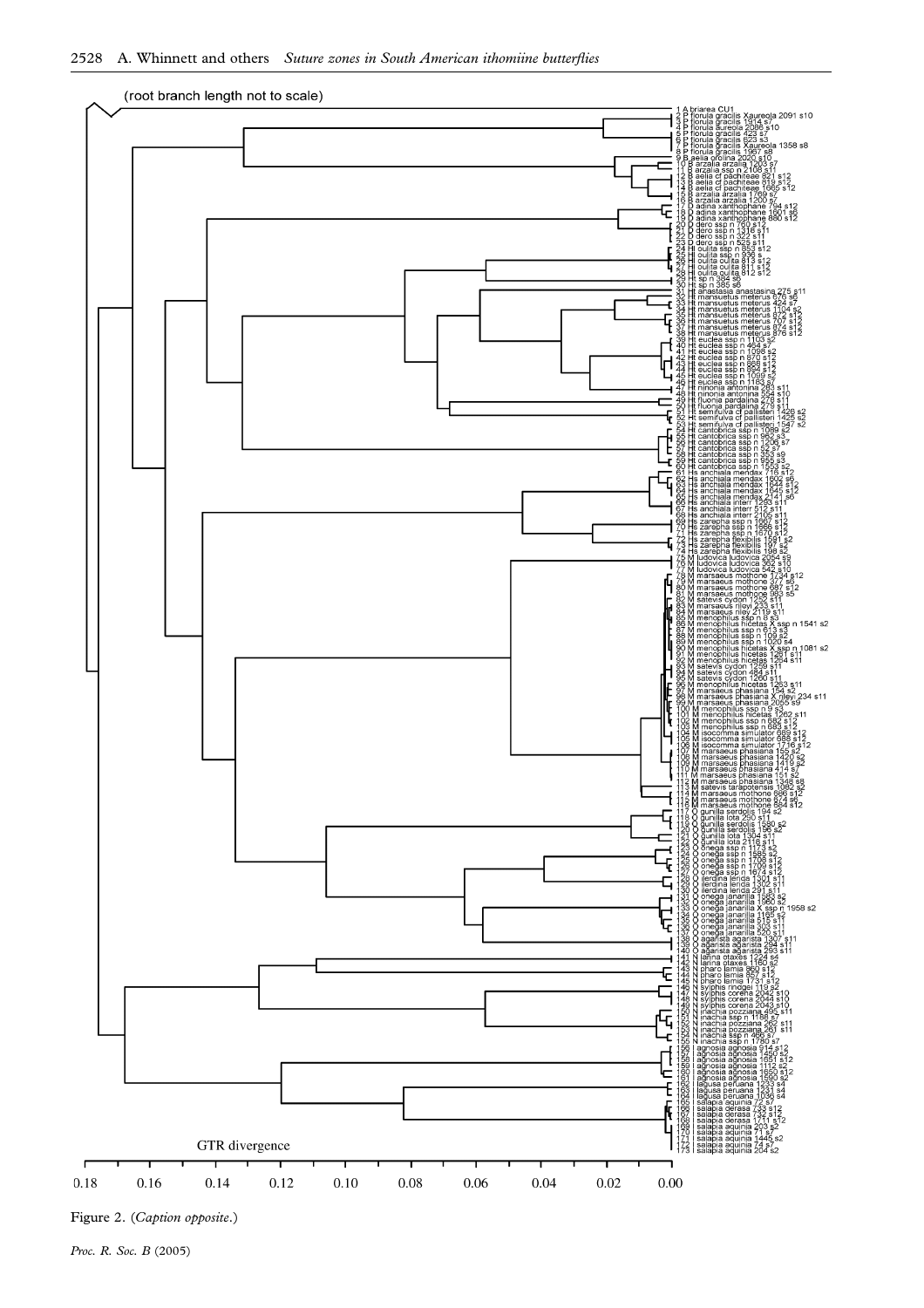Figure 2. (*Caption opposite*.)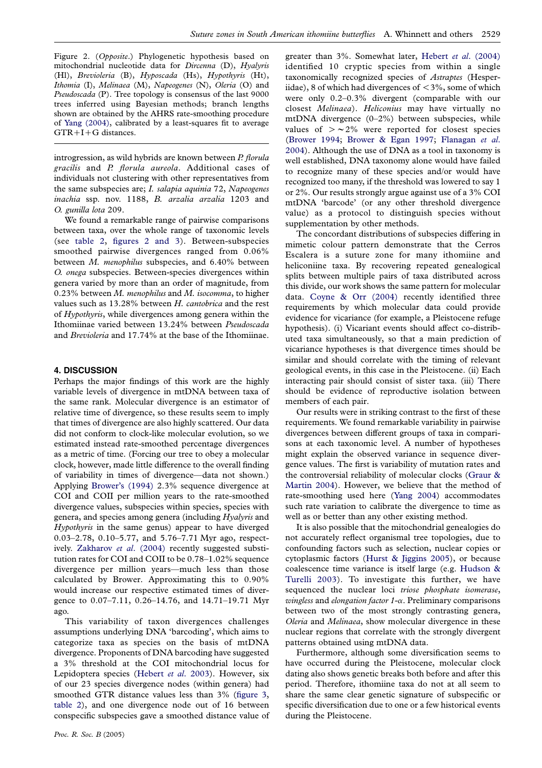Figure 2. (*Opposite*.) Phylogenetic hypothesis based on mitochondrial nucleotide data for *Dircenna* (D), *Hyalyris* (Hl), *Brevioleria* (B), *Hyposcada* (Hs), *Hypothyris* (Ht), *Ithomia* (I), *Melinaea* (M), *Napeogenes* (N), *Oleria* (O) and *Pseudoscada* (P). Tree topology is consensus of the last 9000 trees inferred using Bayesian methods; branch lengths shown are obtained by the AHRS rate-smoothing procedure of Yang (2004), calibrated by a least-squares fit to average GTR+I+G distances.

introgression, as wild hybrids are known between *P. florula gracilis* and *P. florula aureola*. Additional cases of individuals not clustering with other representatives from the same subspecies are; *I. salapia aquinia* 72, *Napeogenes inachia* ssp. nov. 1188, *B. arzalia arzalia* 1203 and *O. gunilla lota* 209.

We found a remarkable range of pairwise comparisons between taxa, over the whole range of taxonomic levels (see table 2, figures 2 and 3). Between-subspecies smoothed pairwise divergences ranged from 0.06% between *M. menophilus* subspecies, and 6.40% between *O. onega* subspecies. Between-species divergences within genera varied by more than an order of magnitude, from 0.23% between *M. menophilus* and *M. isocomma*, to higher values such as 13.28% between *H. cantobrica* and the rest of *Hypothyris*, while divergences among genera within the Ithomiinae varied between 13.24% between *Pseudoscada* and *Brevioleria* and 17.74% at the base of the Ithomiinae.

## 4. DISCUSSION

Perhaps the major findings of this work are the highly variable levels of divergence in mtDNA between taxa of the same rank. Molecular divergence is an estimator of relative time of divergence, so these results seem to imply that times of divergence are also highly scattered. Our data did not conform to clock-like molecular evolution, so we estimated instead rate-smoothed percentage divergences as a metric of time. (Forcing our tree to obey a molecular clock, however, made little difference to the overall finding of variability in times of divergence—data not shown.) Applying Brower's (1994) 2.3% sequence divergence at COI and COII per million years to the rate-smoothed divergence values, subspecies within species, species with genera, and species among genera (including *Hyalyris* and *Hypothyris* in the same genus) appear to have diverged 0.03–2.78, 0.10–5.77, and 5.76–7.71 Myr ago, respectively. Zakharov *et al*. (2004) recently suggested substitution rates for COI and COII to be 0.78–1.02% sequence divergence per million years—much less than those calculated by Brower. Approximating this to 0.90% would increase our respective estimated times of divergence to 0.07–7.11, 0.26–14.76, and 14.71–19.71 Myr ago.

This variability of taxon divergences challenges assumptions underlying DNA 'barcoding', which aims to categorize taxa as species on the basis of mtDNA divergence. Proponents of DNA barcoding have suggested a 3% threshold at the COI mitochondrial locus for Lepidoptera species (Hebert *et al*. 2003). However, six of our 23 species divergence nodes (within genera) had smoothed GTR distance values less than 3% (figure 3, table 2), and one divergence node out of 16 between conspecific subspecies gave a smoothed distance value of greater than 3%. Somewhat later, Hebert *et al*. (2004) identified 10 cryptic species from within a single taxonomically recognized species of *Astraptes* (Hesperiidae), 8 of which had divergences of $<3\%$, some of which were only 0.2–0.3% divergent (comparable with our closest *Melinaea*). *Heliconius* may have virtually no mtDNA divergence (0–2%) between subspecies, while values of $> \sim 2\%$ were reported for closest species (Brower 1994; Brower & Egan 1997; Flanagan *et al*. 2004). Although the use of DNA as a tool in taxonomy is well established, DNA taxonomy alone would have failed to recognize many of these species and/or would have recognized too many, if the threshold was lowered to say 1 or 2%. Our results strongly argue against use of a 3% COI mtDNA 'barcode' (or any other threshold divergence value) as a protocol to distinguish species without supplementation by other methods.

The concordant distributions of subspecies differing in mimetic colour pattern demonstrate that the Cerros Escalera is a suture zone for many ithomiine and heliconiine taxa. By recovering repeated genealogical splits between multiple pairs of taxa distributed across this divide, our work shows the same pattern for molecular data. Coyne & Orr (2004) recently identified three requirements by which molecular data could provide evidence for vicariance (for example, a Pleistocene refuge hypothesis). (i) Vicariant events should affect co-distributed taxa simultaneously, so that a main prediction of vicariance hypotheses is that divergence times should be similar and should correlate with the timing of relevant geological events, in this case in the Pleistocene. (ii) Each interacting pair should consist of sister taxa. (iii) There should be evidence of reproductive isolation between members of each pair.

Our results were in striking contrast to the first of these requirements. We found remarkable variability in pairwise divergences between different groups of taxa in comparisons at each taxonomic level. A number of hypotheses might explain the observed variance in sequence divergence values. The first is variability of mutation rates and the controversial reliability of molecular clocks (Graur & Martin 2004). However, we believe that the method of rate-smoothing used here (Yang 2004) accommodates such rate variation to calibrate the divergence to time as well as or better than any other existing method.

It is also possible that the mitochondrial genealogies do not accurately reflect organismal tree topologies, due to confounding factors such as selection, nuclear copies or cytoplasmic factors (Hurst & Jiggins 2005), or because coalescence time variance is itself large (e.g. Hudson & Turelli 2003). To investigate this further, we have sequenced the nuclear loci *triose phosphate isomerase*, *wingless* and *elongation factor 1-α*. Preliminary comparisons between two of the most strongly contrasting genera, *Oleria* and *Melinaea*, show molecular divergence in these nuclear regions that correlate with the strongly divergent patterns obtained using mtDNA data.

Furthermore, although some diversification seems to have occurred during the Pleistocene, molecular clock dating also shows genetic breaks both before and after this period. Therefore, ithomiine taxa do not at all seem to share the same clear genetic signature of subspecific or specific diversification due to one or a few historical events during the Pleistocene.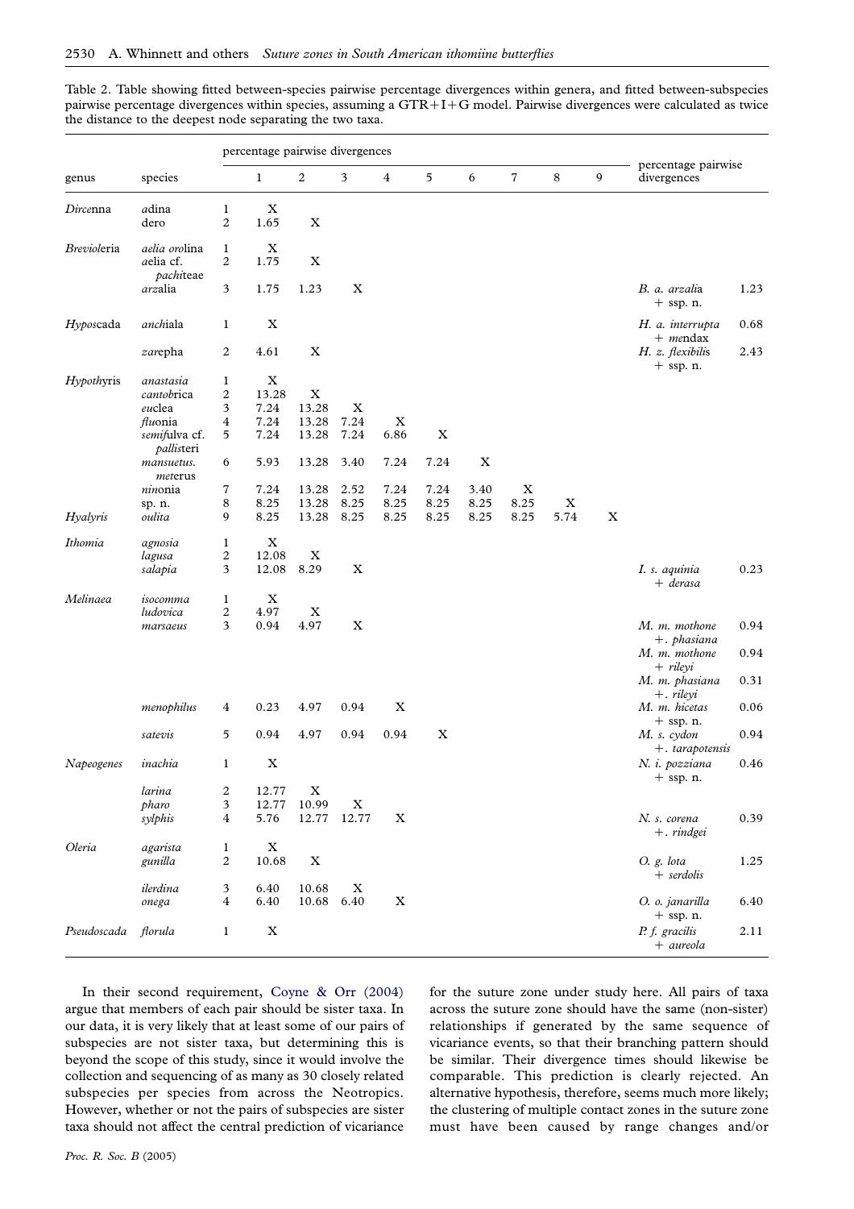Table 2. Table showing fitted between-species pairwise percentage divergences within genera, and fitted between-subspecies pairwise percentage divergences within species, assuming a GTR+I+G model. Pairwise divergences were calculated as twice the distance to the deepest node separating the two taxa.

| genus | species | | percentage pairwise divergences | | | | | | | | | percentage pairwise divergences | |
|---|---|---|---|---|---|---|---|---|---|---|---|---|---|
| | | | 1 | 2 | 3 | 4 | 5 | 6 | 7 | 8 | 9 | | |
| *Dircenna* | *adina* | 1 | X | | | | | | | | | | |
| | *dero* | 2 | 1.65 | X | | | | | | | | | |
| *Brevioleria* | *aelia orolina* | 1 | X | | | | | | | | | | |
| | *aelia* cf. *pachiteae* | 2 | 1.75 | X | | | | | | | | | |
| | *arzalia* | 3 | 1.75 | 1.23 | X | | | | | | | *B. a. arzalia* + ssp. n. | 1.23 |
| *Hyposcada* | *anchiala* | 1 | X | | | | | | | | | *H. a. interrupta* + *mendax* | 0.68 |
| | *zarepha* | 2 | 4.61 | X | | | | | | | | *H. z. flexibilis* + ssp. n. | 2.43 |
| *Hypothyris* | *anastasia* | 1 | X | | | | | | | | | | |
| | *cantobrica* | 2 | 13.28 | X | | | | | | | | | |
| | *euclea* | 3 | 7.24 | 13.28 | X | | | | | | | | |
| | *fluonia* | 4 | 7.24 | 13.28 | 7.24 | X | | | | | | | |
| | *semifulva* cf. *pallisteri* | 5 | 7.24 | 13.28 | 7.24 | 6.86 | X | | | | | | |
| | *mansuetus. meterus* | 6 | 5.93 | 13.28 | 3.40 | 7.24 | 7.24 | X | | | | | |
| | *ninonia* | 7 | 7.24 | 13.28 | 2.52 | 7.24 | 7.24 | 3.40 | X | | | | |
| | sp. n. | 8 | 8.25 | 13.28 | 8.25 | 8.25 | 8.25 | 8.25 | 8.25 | X | | | |
| *Hyalyris* | *oulita* | 9 | 8.25 | 13.28 | 8.25 | 8.25 | 8.25 | 8.25 | 8.25 | 5.74 | X | | |
| *Ithomia* | *agnosia* | 1 | X | | | | | | | | | | |
| | *lagusa* | 2 | 12.08 | X | | | | | | | | | |
| | *salapia* | 3 | 12.08 | 8.29 | X | | | | | | | *I. s. aquinia* + *derasa* | 0.23 |
| *Melinaea* | *isocomma* | 1 | X | | | | | | | | | | |
| | *ludovica* | 2 | 4.97 | X | | | | | | | | | |
| | *marsaeus* | 3 | 0.94 | 4.97 | X | | | | | | | *M. m. mothone* +. *phasiana* | 0.94 |
| | | | | | | | | | | | | *M. m. mothone* + *rileyi* | 0.94 |
| | | | | | | | | | | | | *M. m. phasiana* +. *rileyi* | 0.31 |
| | *menophilus* | 4 | 0.23 | 4.97 | 0.94 | X | | | | | | *M. m. hicetas* + ssp. n. | 0.06 |
| | *satevis* | 5 | 0.94 | 4.97 | 0.94 | 0.94 | X | | | | | *M. s. cydon* +. *tarapotensis* | 0.94 |
| *Napeogenes* | *inachia* | 1 | X | | | | | | | | | *N. i. pozziana* + ssp. n. | 0.46 |
| | *larina* | 2 | 12.77 | X | | | | | | | | | |
| | *pharo* | 3 | 12.77 | 10.99 | X | | | | | | | | |
| | *sylphis* | 4 | 5.76 | 12.77 | 12.77 | X | | | | | | *N. s. corena* +. *rindgei* | 0.39 |
| *Oleria* | *agarista* | 1 | X | | | | | | | | | | |
| | *gunilla* | 2 | 10.68 | X | | | | | | | | *O. g. lota* + *serdolis* | 1.25 |
| | *ilerdina* | 3 | 6.40 | 10.68 | X | | | | | | | | |
| | *onega* | 4 | 6.40 | 10.68 | 6.40 | X | | | | | | *O. o. janarilla* + ssp. n. | 6.40 |
| *Pseudoscada* | *florula* | 1 | X | | | | | | | | | *P. f. gracilis* + *aureola* | 2.11 |

In their second requirement, Coyne & Orr (2004) argue that members of each pair should be sister taxa. In our data, it is very likely that at least some of our pairs of subspecies are not sister taxa, but determining this is beyond the scope of this study, since it would involve the collection and sequencing of as many as 30 closely related subspecies per species from across the Neotropics. However, whether or not the pairs of subspecies are sister taxa should not affect the central prediction of vicariance for the suture zone under study here. All pairs of taxa across the suture zone should have the same (non-sister) relationships if generated by the same sequence of vicariance events, so that their branching pattern should be similar. Their divergence times should likewise be comparable. This prediction is clearly rejected. An alternative hypothesis, therefore, seems much more likely; the clustering of multiple contact zones in the suture zone must have been caused by range changes and/or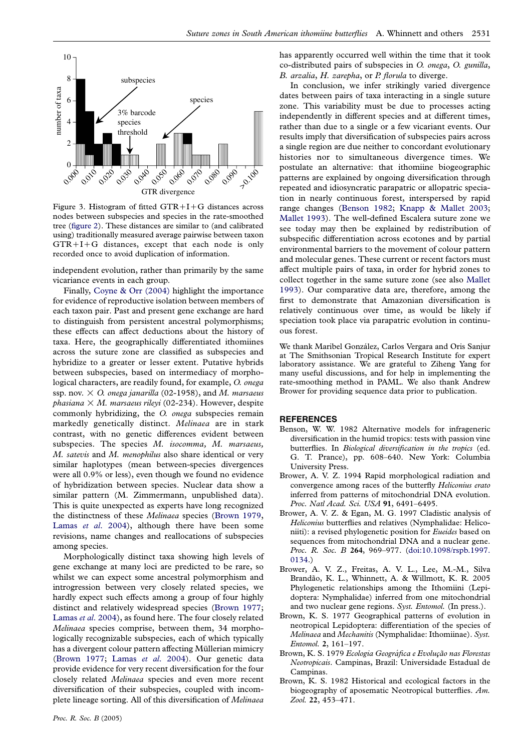Figure 3. Histogram of fitted GTR+I+G distances across nodes between subspecies and species in the rate-smoothed tree (figure 2). These distances are similar to (and calibrated using) traditionally measured average pairwise between taxon GTR+I+G distances, except that each node is only recorded once to avoid duplication of information.

independent evolution, rather than primarily by the same vicariance events in each group.

Finally, Coyne & Orr (2004) highlight the importance for evidence of reproductive isolation between members of each taxon pair. Past and present gene exchange are hard to distinguish from persistent ancestral polymorphisms; these effects can affect deductions about the history of taxa. Here, the geographically differentiated ithomiines across the suture zone are classified as subspecies and hybridize to a greater or lesser extent. Putative hybrids between subspecies, based on intermediacy of morphological characters, are readily found, for example, *O. onega* ssp. nov. × *O. onega janarilla* (02-1958), and *M. marsaeus phasiana* × *M. marsaeus rileyi* (02-234). However, despite commonly hybridizing, the *O. onega* subspecies remain markedly genetically distinct. *Melinaea* are in stark contrast, with no genetic differences evident between subspecies. The species *M. isocomma, M. marsaeus, M. satevis* and *M. menophilus* also share identical or very similar haplotypes (mean between-species divergences were all 0.9% or less), even though we found no evidence of hybridization between species. Nuclear data show a similar pattern (M. Zimmermann, unpublished data). This is quite unexpected as experts have long recognized the distinctness of these *Melinaea* species (Brown 1979, Lamas *et al*. 2004), although there have been some revisions, name changes and reallocations of subspecies among species.

Morphologically distinct taxa showing high levels of gene exchange at many loci are predicted to be rare, so whilst we can expect some ancestral polymorphism and introgression between very closely related species, we hardly expect such effects among a group of four highly distinct and relatively widespread species (Brown 1977; Lamas *et al*. 2004), as found here. The four closely related *Melinaea* species comprise, between them, 34 morphologically recognizable subspecies, each of which typically has a divergent colour pattern affecting Müllerian mimicry (Brown 1977; Lamas *et al*. 2004). Our genetic data provide evidence for very recent diversification for the four closely related *Melinaea* species and even more recent diversification of their subspecies, coupled with incomplete lineage sorting. All of this diversification of *Melinaea* has apparently occurred well within the time that it took co-distributed pairs of subspecies in *O. onega*, *O. gunilla*, *B. arzalia*, *H. zarepha*, or *P. florula* to diverge.

In conclusion, we infer strikingly varied divergence dates between pairs of taxa interacting in a single suture zone. This variability must be due to processes acting independently in different species and at different times, rather than due to a single or a few vicariant events. Our results imply that diversification of subspecies pairs across a single region are due neither to concordant evolutionary histories nor to simultaneous divergence times. We postulate an alternative: that ithomiine biogeographic patterns are explained by ongoing diversification through repeated and idiosyncratic parapatric or allopatric speciation in nearly continuous forest, interspersed by rapid range changes (Benson 1982; Knapp & Mallet 2003; Mallet 1993). The well-defined Escalera suture zone we see today may then be explained by redistribution of subspecific differentiation across ecotones and by partial environmental barriers to the movement of colour pattern and molecular genes. These current or recent factors must affect multiple pairs of taxa, in order for hybrid zones to collect together in the same suture zone (see also Mallet 1993). Our comparative data are, therefore, among the first to demonstrate that Amazonian diversification is relatively continuous over time, as would be likely if speciation took place via parapatric evolution in continuous forest.

We thank Maribel González, Carlos Vergara and Oris Sanjur at The Smithsonian Tropical Research Institute for expert laboratory assistance. We are grateful to Ziheng Yang for many useful discussions, and for help in implementing the rate-smoothing method in PAML. We also thank Andrew Brower for providing sequence data prior to publication.

## REFERENCES

Benson, W. W. 1982 Alternative models for infrageneric diversification in the humid tropics: tests with passion vine butterflies. In *Biological diversification in the tropics* (ed. G. T. Prance), pp. 608–640. New York: Columbia University Press.

Brower, A. V. Z. 1994 Rapid morphological radiation and convergence among races of the butterfly *Heliconius erato* inferred from patterns of mitochondrial DNA evolution. *Proc. Natl Acad. Sci. USA* **91**, 6491–6495.

Brower, A. V. Z. & Egan, M. G. 1997 Cladistic analysis of *Heliconius* butterflies and relatives (Nymphalidae: Heliconiiti): a revised phylogenetic position for *Eueides* based on sequences from mitochondrial DNA and a nuclear gene. *Proc. R. Soc. B* **264**, 969–977. (doi:10.1098/rspb.1997.0134.)

Brower, A. V. Z., Freitas, A. V. L., Lee, M.-M., Silva Brandão, K. L., Whinnett, A. & Willmott, K. R. 2005 Phylogenetic relationships among the Ithomiini (Lepidoptera: Nymphalidae) inferred from one mitochondrial and two nuclear gene regions. *Syst. Entomol.* (In press.).

Brown, K. S. 1977 Geographical patterns of evolution in neotropical Lepidoptera: differentiation of the species of *Melinaea* and *Mechanitis* (Nymphalidae: Ithomiinae). *Syst. Entomol.* **2**, 161–197.

Brown, K. S. 1979 *Ecologia Geográfica e Evolução nas Florestas Neotropicais*. Campinas, Brazil: Universidade Estadual de Campinas.

Brown, K. S. 1982 Historical and ecological factors in the biogeography of aposematic Neotropical butterflies. *Am. Zool.* **22**, 453–471.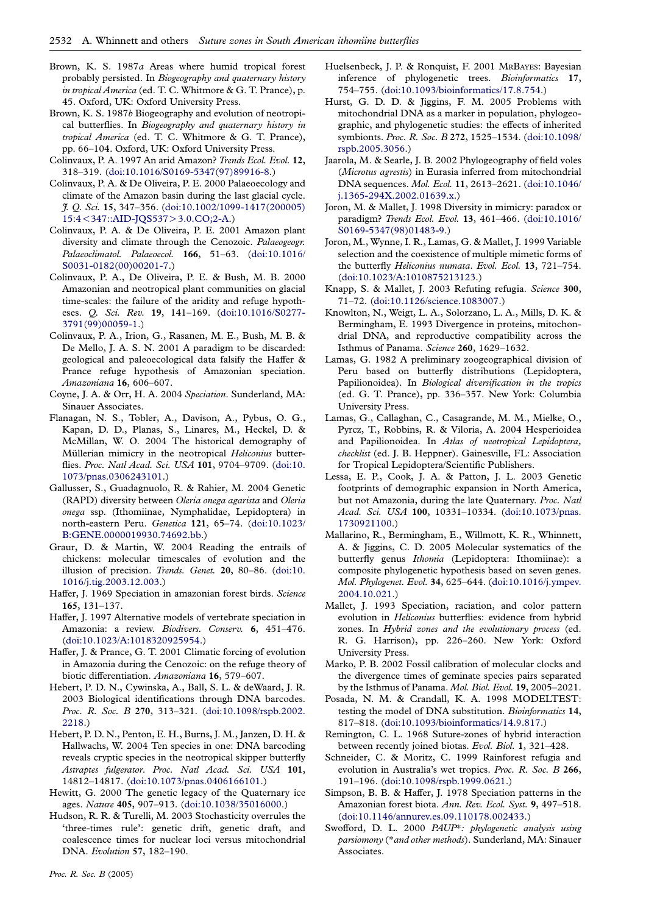Brown, K. S. 1987*a* Areas where humid tropical forest probably persisted. In *Biogeography and quaternary history in tropical America* (ed. T. C. Whitmore & G. T. Prance), p. 45. Oxford, UK: Oxford University Press.

Brown, K. S. 1987*b* Biogeography and evolution of neotropical butterflies. In *Biogeography and quaternary history in tropical America* (ed. T. C. Whitmore & G. T. Prance), pp. 66–104. Oxford, UK: Oxford University Press.

Colinvaux, P. A. 1997 An arid Amazon? *Trends Ecol. Evol.* **12**, 318–319. (doi:10.1016/S0169-5347(97)89916-8.)

Colinvaux, P. A. & De Oliveira, P. E. 2000 Palaeoecology and climate of the Amazon basin during the last glacial cycle. *J. Q. Sci.* **15**, 347–356. (doi:10.1002/1099-1417(200005)15:4<347::AID-JQS537>3.0.CO;2-A.)

Colinvaux, P. A. & De Oliveira, P. E. 2001 Amazon plant diversity and climate through the Cenozoic. *Palaeogeogr. Palaeoclimatol. Palaeoecol.* **166**, 51–63. (doi:10.1016/S0031-0182(00)00201-7.)

Colinvaux, P. A., De Oliveira, P. E. & Bush, M. B. 2000 Amazonian and neotropical plant communities on glacial time-scales: the failure of the aridity and refuge hypotheses. *Q. Sci. Rev.* **19**, 141–169. (doi:10.1016/S0277-3791(99)00059-1.)

Colinvaux, P. A., Irion, G., Rasanen, M. E., Bush, M. B. & De Mello, J. A. S. N. 2001 A paradigm to be discarded: geological and paleoecological data falsify the Haffer & Prance refuge hypothesis of Amazonian speciation. *Amazoniana* **16**, 606–607.

Coyne, J. A. & Orr, H. A. 2004 *Speciation*. Sunderland, MA: Sinauer Associates.

Flanagan, N. S., Tobler, A., Davison, A., Pybus, O. G., Kapan, D. D., Planas, S., Linares, M., Heckel, D. & McMillan, W. O. 2004 The historical demography of Müllerian mimicry in the neotropical *Heliconius* butterflies. *Proc. Natl Acad. Sci. USA* **101**, 9704–9709. (doi:10.1073/pnas.0306243101.)

Gallusser, S., Guadagnuolo, R. & Rahier, M. 2004 Genetic (RAPD) diversity between *Oleria onega agarista* and *Oleria onega* ssp. (Ithomiinae, Nymphalidae, Lepidoptera) in north-eastern Peru. *Genetica* **121**, 65–74. (doi:10.1023/B:GENE.0000019930.74692.bb.)

Graur, D. & Martin, W. 2004 Reading the entrails of chickens: molecular timescales of evolution and the illusion of precision. *Trends. Genet.* **20**, 80–86. (doi:10.1016/j.tig.2003.12.003.)

Haffer, J. 1969 Speciation in amazonian forest birds. *Science* **165**, 131–137.

Haffer, J. 1997 Alternative models of vertebrate speciation in Amazonia: a review. *Biodivers. Conserv.* **6**, 451–476. (doi:10.1023/A:1018320925954.)

Haffer, J. & Prance, G. T. 2001 Climatic forcing of evolution in Amazonia during the Cenozoic: on the refuge theory of biotic differentiation. *Amazoniana* **16**, 579–607.

Hebert, P. D. N., Cywinska, A., Ball, S. L. & deWaard, J. R. 2003 Biological identifications through DNA barcodes. *Proc. R. Soc. B* **270**, 313–321. (doi:10.1098/rspb.2002.2218.)

Hebert, P. D. N., Penton, E. H., Burns, J. M., Janzen, D. H. & Hallwachs, W. 2004 Ten species in one: DNA barcoding reveals cryptic species in the neotropical skipper butterfly *Astraptes fulgerator*. *Proc. Natl Acad. Sci. USA* **101**, 14812–14817. (doi:10.1073/pnas.0406166101.)

Hewitt, G. 2000 The genetic legacy of the Quaternary ice ages. *Nature* **405**, 907–913. (doi:10.1038/35016000.)

Hudson, R. R. & Turelli, M. 2003 Stochasticity overrules the 'three-times rule': genetic drift, genetic draft, and coalescence times for nuclear loci versus mitochondrial DNA. *Evolution* **57**, 182–190.

Huelsenbeck, J. P. & Ronquist, F. 2001 MrBayes: Bayesian inference of phylogenetic trees. *Bioinformatics* **17**, 754–755. (doi:10.1093/bioinformatics/17.8.754.)

Hurst, G. D. D. & Jiggins, F. M. 2005 Problems with mitochondrial DNA as a marker in population, phylogeographic, and phylogenetic studies: the effects of inherited symbionts. *Proc. R. Soc. B* **272**, 1525–1534. (doi:10.1098/rspb.2005.3056.)

Jaarola, M. & Searle, J. B. 2002 Phylogeography of field voles (*Microtus agrestis*) in Eurasia inferred from mitochondrial DNA sequences. *Mol. Ecol.* **11**, 2613–2621. (doi:10.1046/j.1365-294X.2002.01639.x.)

Joron, M. & Mallet, J. 1998 Diversity in mimicry: paradox or paradigm? *Trends Ecol. Evol.* **13**, 461–466. (doi:10.1016/S0169-5347(98)01483-9.)

Joron, M., Wynne, I. R., Lamas, G. & Mallet, J. 1999 Variable selection and the coexistence of multiple mimetic forms of the butterfly *Heliconius numata*. *Evol. Ecol.* **13**, 721–754. (doi:10.1023/A:1010875213123.)

Knapp, S. & Mallet, J. 2003 Refuting refugia. *Science* **300**, 71–72. (doi:10.1126/science.1083007.)

Knowlton, N., Weigt, L. A., Solorzano, L. A., Mills, D. K. & Bermingham, E. 1993 Divergence in proteins, mitochondrial DNA, and reproductive compatibility across the Isthmus of Panama. *Science* **260**, 1629–1632.

Lamas, G. 1982 A preliminary zoogeographical division of Peru based on butterfly distributions (Lepidoptera, Papilionoidea). In *Biological diversification in the tropics* (ed. G. T. Prance), pp. 336–357. New York: Columbia University Press.

Lamas, G., Callaghan, C., Casagrande, M. M., Mielke, O., Pyrcz, T., Robbins, R. & Viloria, A. 2004 Hesperioidea and Papilionoidea. In *Atlas of neotropical Lepidoptera, checklist* (ed. J. B. Heppner). Gainesville, FL: Association for Tropical Lepidoptera/Scientific Publishers.

Lessa, E. P., Cook, J. A. & Patton, J. L. 2003 Genetic footprints of demographic expansion in North America, but not Amazonia, during the late Quaternary. *Proc. Natl Acad. Sci. USA* **100**, 10331–10334. (doi:10.1073/pnas.1730921100.)

Mallarino, R., Bermingham, E., Willmott, K. R., Whinnett, A. & Jiggins, C. D. 2005 Molecular systematics of the butterfly genus *Ithomia* (Lepidoptera: Ithomiinae): a composite phylogenetic hypothesis based on seven genes. *Mol. Phylogenet. Evol.* **34**, 625–644. (doi:10.1016/j.ympev.2004.10.021.)

Mallet, J. 1993 Speciation, raciation, and color pattern evolution in *Heliconius* butterflies: evidence from hybrid zones. In *Hybrid zones and the evolutionary process* (ed. R. G. Harrison), pp. 226–260. New York: Oxford University Press.

Marko, P. B. 2002 Fossil calibration of molecular clocks and the divergence times of geminate species pairs separated by the Isthmus of Panama. *Mol. Biol. Evol.* **19**, 2005–2021.

Posada, N. M. & Crandall, K. A. 1998 MODELTEST: testing the model of DNA substitution. *Bioinformatics* **14**, 817–818. (doi:10.1093/bioinformatics/14.9.817.)

Remington, C. L. 1968 Suture-zones of hybrid interaction between recently joined biotas. *Evol. Biol.* **1**, 321–428.

Schneider, C. & Moritz, C. 1999 Rainforest refugia and evolution in Australia's wet tropics. *Proc. R. Soc. B* **266**, 191–196. (doi:10.1098/rspb.1999.0621.)

Simpson, B. B. & Haffer, J. 1978 Speciation patterns in the Amazonian forest biota. *Ann. Rev. Ecol. Syst.* **9**, 497–518. (doi:10.1146/annurev.es.09.110178.002433.)

Swofford, D. L. 2000 *PAUP*\*: phylogenetic analysis using parsimony (\*and other methods)*. Sunderland, MA: Sinauer Associates.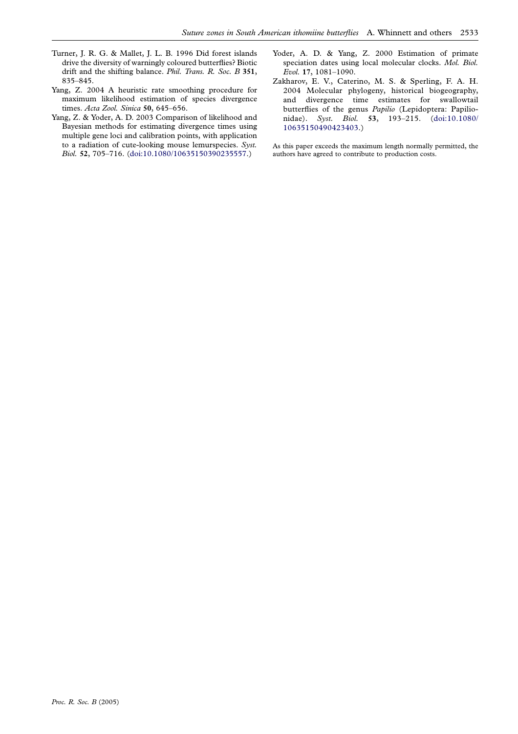Turner, J. R. G. & Mallet, J. L. B. 1996 Did forest islands drive the diversity of warningly coloured butterflies? Biotic drift and the shifting balance. *Phil. Trans. R. Soc. B* **351**, 835–845.

Yang, Z. 2004 A heuristic rate smoothing procedure for maximum likelihood estimation of species divergence times. *Acta Zool. Sinica* **50**, 645–656.

Yang, Z. & Yoder, A. D. 2003 Comparison of likelihood and Bayesian methods for estimating divergence times using multiple gene loci and calibration points, with application to a radiation of cute-looking mouse lemurspecies. *Syst. Biol.* **52**, 705–716. (doi:10.1080/10635150390235557.)

Yoder, A. D. & Yang, Z. 2000 Estimation of primate speciation dates using local molecular clocks. *Mol. Biol. Evol.* **17**, 1081–1090.

Zakharov, E. V., Caterino, M. S. & Sperling, F. A. H. 2004 Molecular phylogeny, historical biogeography, and divergence time estimates for swallowtail butterflies of the genus *Papilio* (Lepidoptera: Papilionidae). *Syst. Biol.* **53**, 193–215. (doi:10.1080/10635150490423403.)

As this paper exceeds the maximum length normally permitted, the authors have agreed to contribute to production costs.